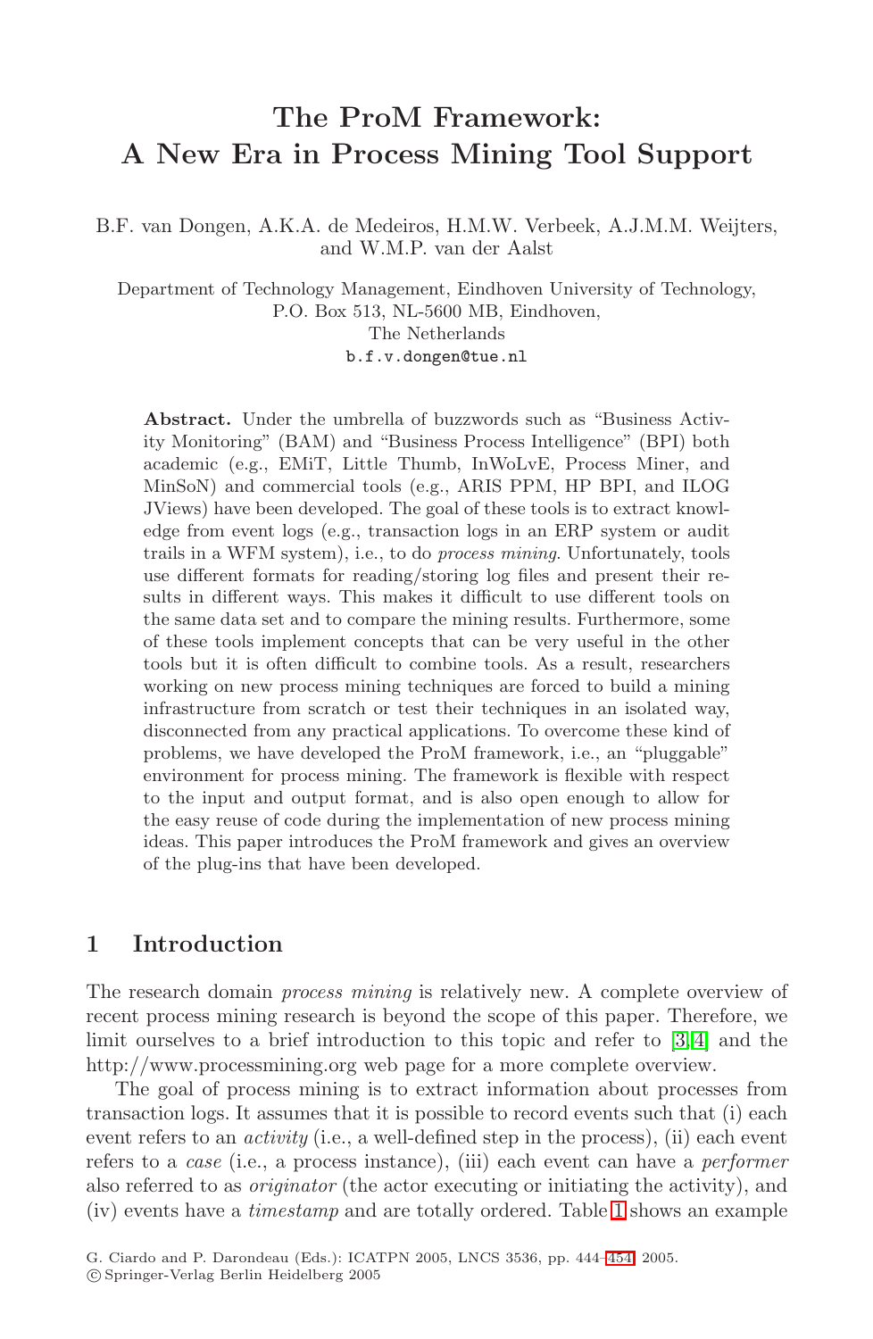# The ProM Framework: A New Era in Process Mining Tool Support

B.F. van Dongen, A.K.A. de Medeiros, H.M.W. Verbeek, A.J.M.M. Weijters, and W.M.P. van der Aalst

Department of Technology Management, Eindhoven University of Technology, P.O. Box 513, NL-5600 MB, Eindhoven, The Netherlands
b.f.v.dongen@tue.nl

**Abstract.** Under the umbrella of buzzwords such as "Business Activity Monitoring" (BAM) and "Business Process Intelligence" (BPI) both academic (e.g., EMiT, Little Thumb, InWoLvE, Process Miner, and MinSoN) and commercial tools (e.g., ARIS PPM, HP BPI, and ILOG JViews) have been developed. The goal of these tools is to extract knowledge from event logs (e.g., transaction logs in an ERP system or audit trails in a WFM system), i.e., to do *process mining*. Unfortunately, tools use different formats for reading/storing log files and present their results in different ways. This makes it difficult to use different tools on the same data set and to compare the mining results. Furthermore, some of these tools implement concepts that can be very useful in the other tools but it is often difficult to combine tools. As a result, researchers working on new process mining techniques are forced to build a mining infrastructure from scratch or test their techniques in an isolated way, disconnected from any practical applications. To overcome these kind of problems, we have developed the ProM framework, i.e., an "pluggable" environment for process mining. The framework is flexible with respect to the input and output format, and is also open enough to allow for the easy reuse of code during the implementation of new process mining ideas. This paper introduces the ProM framework and gives an overview of the plug-ins that have been developed.

## 1 Introduction

The research domain *process mining* is relatively new. A complete overview of recent process mining research is beyond the scope of this paper. Therefore, we limit ourselves to a brief introduction to this topic and refer to [3,4] and the http://www.processmining.org web page for a more complete overview.

The goal of process mining is to extract information about processes from transaction logs. It assumes that it is possible to record events such that (i) each event refers to an *activity* (i.e., a well-defined step in the process), (ii) each event refers to a *case* (i.e., a process instance), (iii) each event can have a *performer* also referred to as *originator* (the actor executing or initiating the activity), and (iv) events have a *timestamp* and are totally ordered. Table 1 shows an example

G. Ciardo and P. Darondeau (Eds.): ICATPN 2005, LNCS 3536, pp. 444–454, 2005.
© Springer-Verlag Berlin Heidelberg 2005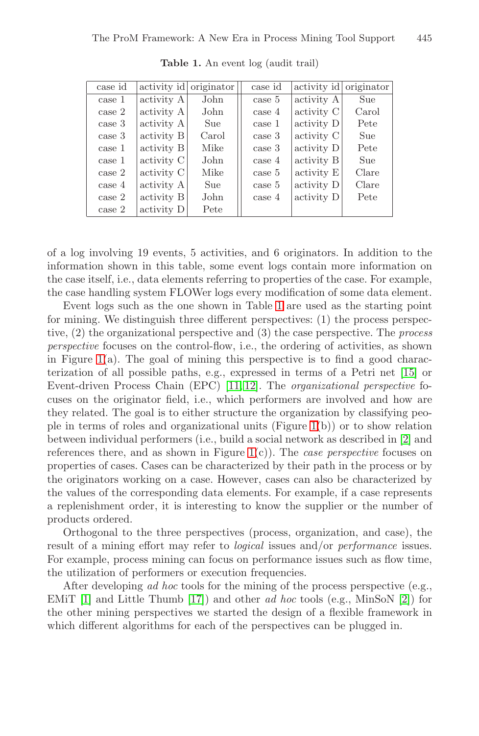**Table 1.** An event log (audit trail)

| case id | activity id | originator | case id | activity id | originator |
|---|---|---|---|---|---|
| case 1 | activity A | John | case 5 | activity A | Sue |
| case 2 | activity A | John | case 4 | activity C | Carol |
| case 3 | activity A | Sue | case 1 | activity D | Pete |
| case 3 | activity B | Carol | case 3 | activity C | Sue |
| case 1 | activity B | Mike | case 3 | activity D | Pete |
| case 1 | activity C | John | case 4 | activity B | Sue |
| case 2 | activity C | Mike | case 5 | activity E | Clare |
| case 4 | activity A | Sue | case 5 | activity D | Clare |
| case 2 | activity B | John | case 4 | activity D | Pete |
| case 2 | activity D | Pete | | | |

of a log involving 19 events, 5 activities, and 6 originators. In addition to the information shown in this table, some event logs contain more information on the case itself, i.e., data elements referring to properties of the case. For example, the case handling system FLOWer logs every modification of some data element.

Event logs such as the one shown in Table 1 are used as the starting point for mining. We distinguish three different perspectives: (1) the process perspective, (2) the organizational perspective and (3) the case perspective. The *process perspective* focuses on the control-flow, i.e., the ordering of activities, as shown in Figure 1(a). The goal of mining this perspective is to find a good characterization of all possible paths, e.g., expressed in terms of a Petri net [15] or Event-driven Process Chain (EPC) [11,12]. The *organizational perspective* focuses on the originator field, i.e., which performers are involved and how are they related. The goal is to either structure the organization by classifying people in terms of roles and organizational units (Figure 1(b)) or to show relation between individual performers (i.e., build a social network as described in [2] and references there, and as shown in Figure 1(c)). The *case perspective* focuses on properties of cases. Cases can be characterized by their path in the process or by the originators working on a case. However, cases can also be characterized by the values of the corresponding data elements. For example, if a case represents a replenishment order, it is interesting to know the supplier or the number of products ordered.

Orthogonal to the three perspectives (process, organization, and case), the result of a mining effort may refer to *logical* issues and/or *performance* issues. For example, process mining can focus on performance issues such as flow time, the utilization of performers or execution frequencies.

After developing *ad hoc* tools for the mining of the process perspective (e.g., EMiT [1] and Little Thumb [17]) and other *ad hoc* tools (e.g., MinSoN [2]) for the other mining perspectives we started the design of a flexible framework in which different algorithms for each of the perspectives can be plugged in.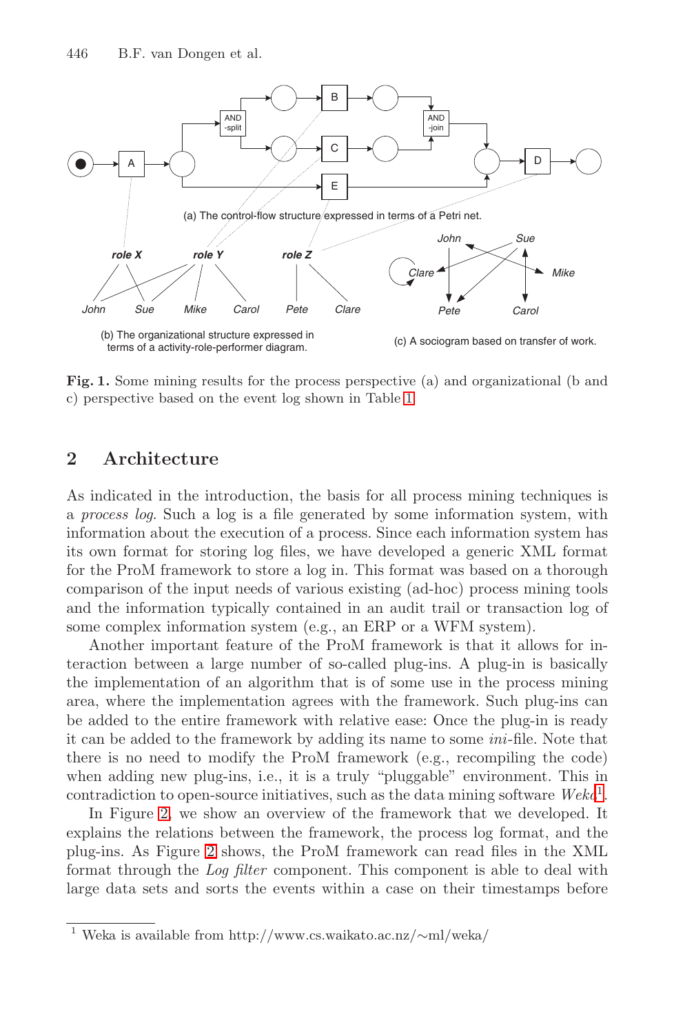(a) The control-flow structure expressed in terms of a Petri net.

(b) The organizational structure expressed in terms of a activity-role-performer diagram.

(c) A sociogram based on transfer of work.

**Fig. 1.** Some mining results for the process perspective (a) and organizational (b and c) perspective based on the event log shown in Table 1

## 2 Architecture

As indicated in the introduction, the basis for all process mining techniques is a *process log*. Such a log is a file generated by some information system, with information about the execution of a process. Since each information system has its own format for storing log files, we have developed a generic XML format for the ProM framework to store a log in. This format was based on a thorough comparison of the input needs of various existing (ad-hoc) process mining tools and the information typically contained in an audit trail or transaction log of some complex information system (e.g., an ERP or a WFM system).

Another important feature of the ProM framework is that it allows for interaction between a large number of so-called plug-ins. A plug-in is basically the implementation of an algorithm that is of some use in the process mining area, where the implementation agrees with the framework. Such plug-ins can be added to the entire framework with relative ease: Once the plug-in is ready it can be added to the framework by adding its name to some *ini*-file. Note that there is no need to modify the ProM framework (e.g., recompiling the code) when adding new plug-ins, i.e., it is a truly "pluggable" environment. This in contradiction to open-source initiatives, such as the data mining software *Weka*[1].

In Figure 2, we show an overview of the framework that we developed. It explains the relations between the framework, the process log format, and the plug-ins. As Figure 2 shows, the ProM framework can read files in the XML format through the *Log filter* component. This component is able to deal with large data sets and sorts the events within a case on their timestamps before

[1] Weka is available from http://www.cs.waikato.ac.nz/∼ml/weka/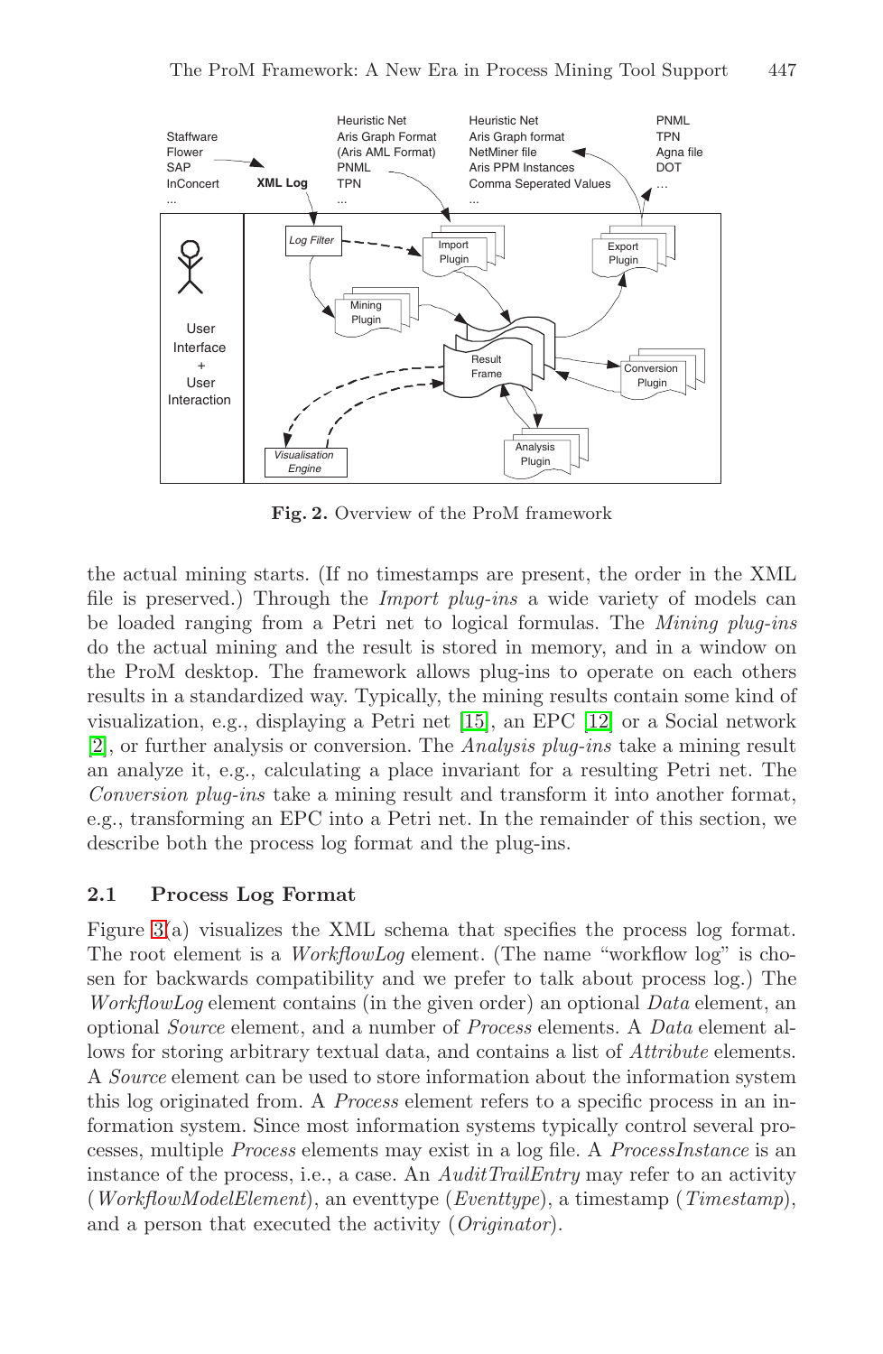**Fig. 2.** Overview of the ProM framework

the actual mining starts. (If no timestamps are present, the order in the XML file is preserved.) Through the *Import plug-ins* a wide variety of models can be loaded ranging from a Petri net to logical formulas. The *Mining plug-ins* do the actual mining and the result is stored in memory, and in a window on the ProM desktop. The framework allows plug-ins to operate on each others results in a standardized way. Typically, the mining results contain some kind of visualization, e.g., displaying a Petri net [15], an EPC [12] or a Social network [2], or further analysis or conversion. The *Analysis plug-ins* take a mining result an analyze it, e.g., calculating a place invariant for a resulting Petri net. The *Conversion plug-ins* take a mining result and transform it into another format, e.g., transforming an EPC into a Petri net. In the remainder of this section, we describe both the process log format and the plug-ins.

### 2.1 Process Log Format

Figure 3(a) visualizes the XML schema that specifies the process log format. The root element is a *WorkflowLog* element. (The name "workflow log" is chosen for backwards compatibility and we prefer to talk about process log.) The *WorkflowLog* element contains (in the given order) an optional *Data* element, an optional *Source* element, and a number of *Process* elements. A *Data* element allows for storing arbitrary textual data, and contains a list of *Attribute* elements. A *Source* element can be used to store information about the information system this log originated from. A *Process* element refers to a specific process in an information system. Since most information systems typically control several processes, multiple *Process* elements may exist in a log file. A *ProcessInstance* is an instance of the process, i.e., a case. An *AuditTrailEntry* may refer to an activity (*WorkflowModelElement*), an eventtype (*Eventtype*), a timestamp (*Timestamp*), and a person that executed the activity (*Originator*).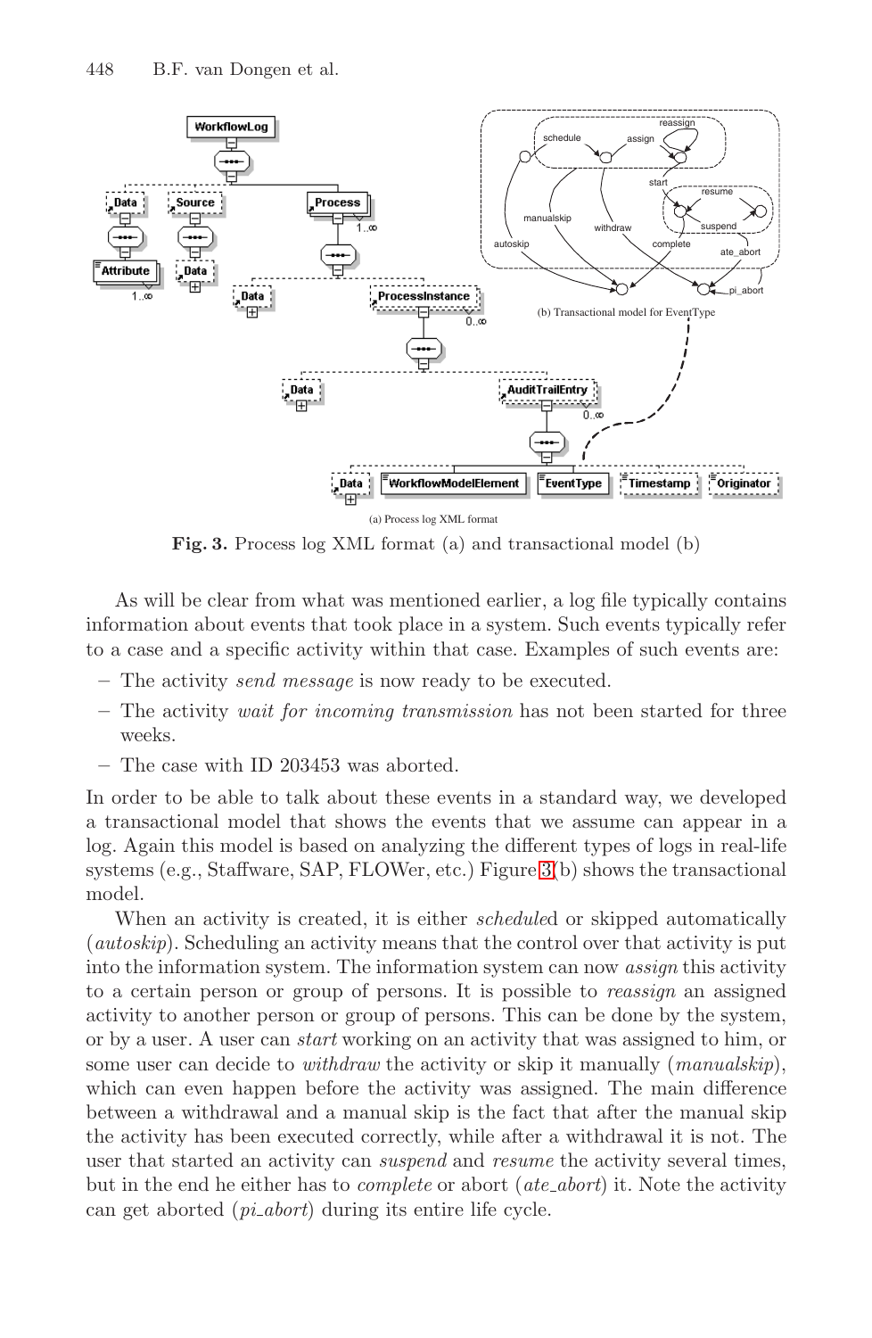(a) Process log XML format

(b) Transactional model for EventType

**Fig. 3.** Process log XML format (a) and transactional model (b)

As will be clear from what was mentioned earlier, a log file typically contains information about events that took place in a system. Such events typically refer to a case and a specific activity within that case. Examples of such events are:

- The activity *send message* is now ready to be executed.
- The activity *wait for incoming transmission* has not been started for three weeks.
- The case with ID 203453 was aborted.

In order to be able to talk about these events in a standard way, we developed a transactional model that shows the events that we assume can appear in a log. Again this model is based on analyzing the different types of logs in real-life systems (e.g., Staffware, SAP, FLOWer, etc.) Figure 3(b) shows the transactional model.

When an activity is created, it is either *schedule*d or skipped automatically (*autoskip*). Scheduling an activity means that the control over that activity is put into the information system. The information system can now *assign* this activity to a certain person or group of persons. It is possible to *reassign* an assigned activity to another person or group of persons. This can be done by the system, or by a user. A user can *start* working on an activity that was assigned to him, or some user can decide to *withdraw* the activity or skip it manually (*manualskip*), which can even happen before the activity was assigned. The main difference between a withdrawal and a manual skip is the fact that after the manual skip the activity has been executed correctly, while after a withdrawal it is not. The user that started an activity can *suspend* and *resume* the activity several times, but in the end he either has to *complete* or abort (*ate_abort*) it. Note the activity can get aborted (*pi_abort*) during its entire life cycle.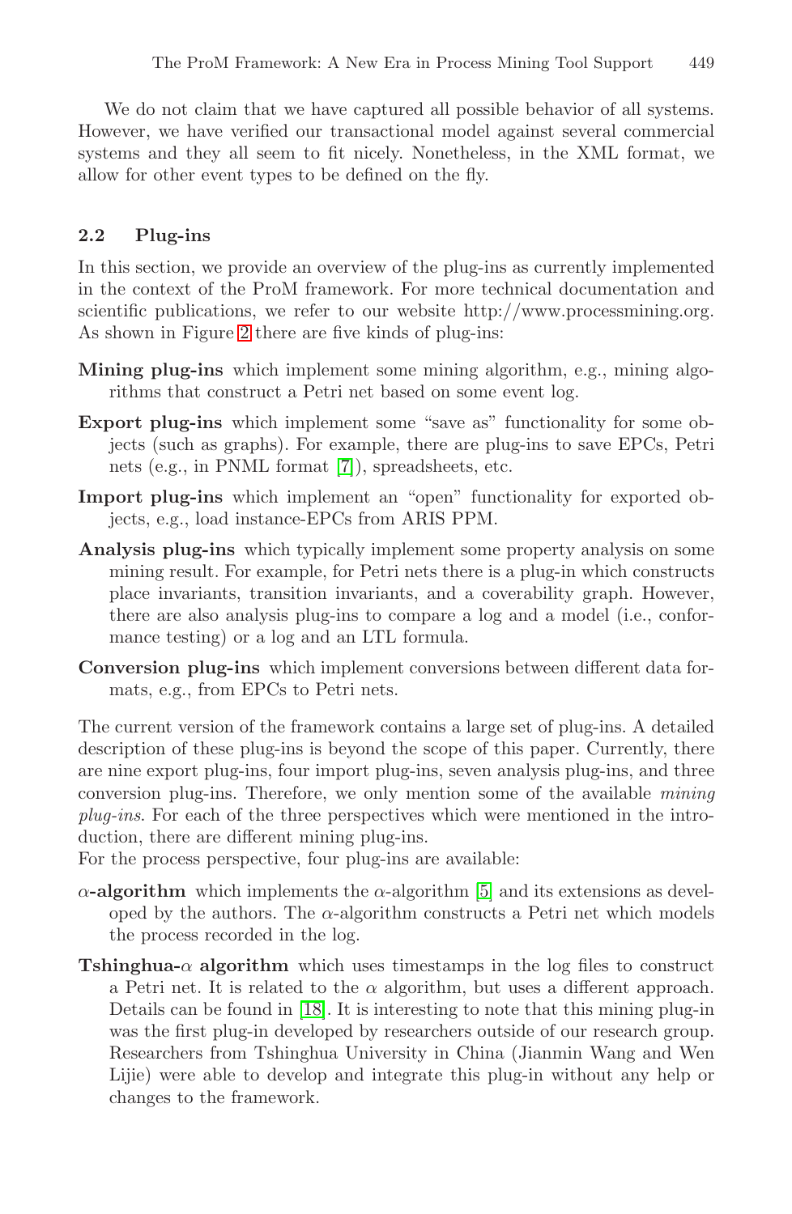We do not claim that we have captured all possible behavior of all systems. However, we have verified our transactional model against several commercial systems and they all seem to fit nicely. Nonetheless, in the XML format, we allow for other event types to be defined on the fly.

### 2.2 Plug-ins

In this section, we provide an overview of the plug-ins as currently implemented in the context of the ProM framework. For more technical documentation and scientific publications, we refer to our website http://www.processmining.org. As shown in Figure 2 there are five kinds of plug-ins:

- **Mining plug-ins** which implement some mining algorithm, e.g., mining algorithms that construct a Petri net based on some event log.
- **Export plug-ins** which implement some "save as" functionality for some objects (such as graphs). For example, there are plug-ins to save EPCs, Petri nets (e.g., in PNML format [7]), spreadsheets, etc.
- **Import plug-ins** which implement an "open" functionality for exported objects, e.g., load instance-EPCs from ARIS PPM.
- **Analysis plug-ins** which typically implement some property analysis on some mining result. For example, for Petri nets there is a plug-in which constructs place invariants, transition invariants, and a coverability graph. However, there are also analysis plug-ins to compare a log and a model (i.e., conformance testing) or a log and an LTL formula.
- **Conversion plug-ins** which implement conversions between different data formats, e.g., from EPCs to Petri nets.

The current version of the framework contains a large set of plug-ins. A detailed description of these plug-ins is beyond the scope of this paper. Currently, there are nine export plug-ins, four import plug-ins, seven analysis plug-ins, and three conversion plug-ins. Therefore, we only mention some of the available *mining plug-ins*. For each of the three perspectives which were mentioned in the introduction, there are different mining plug-ins.

For the process perspective, four plug-ins are available:

- **$\alpha$-algorithm** which implements the $\alpha$-algorithm [5] and its extensions as developed by the authors. The $\alpha$-algorithm constructs a Petri net which models the process recorded in the log.
- **Tshinghua-$\alpha$ algorithm** which uses timestamps in the log files to construct a Petri net. It is related to the $\alpha$ algorithm, but uses a different approach. Details can be found in [18]. It is interesting to note that this mining plug-in was the first plug-in developed by researchers outside of our research group. Researchers from Tshinghua University in China (Jianmin Wang and Wen Lijie) were able to develop and integrate this plug-in without any help or changes to the framework.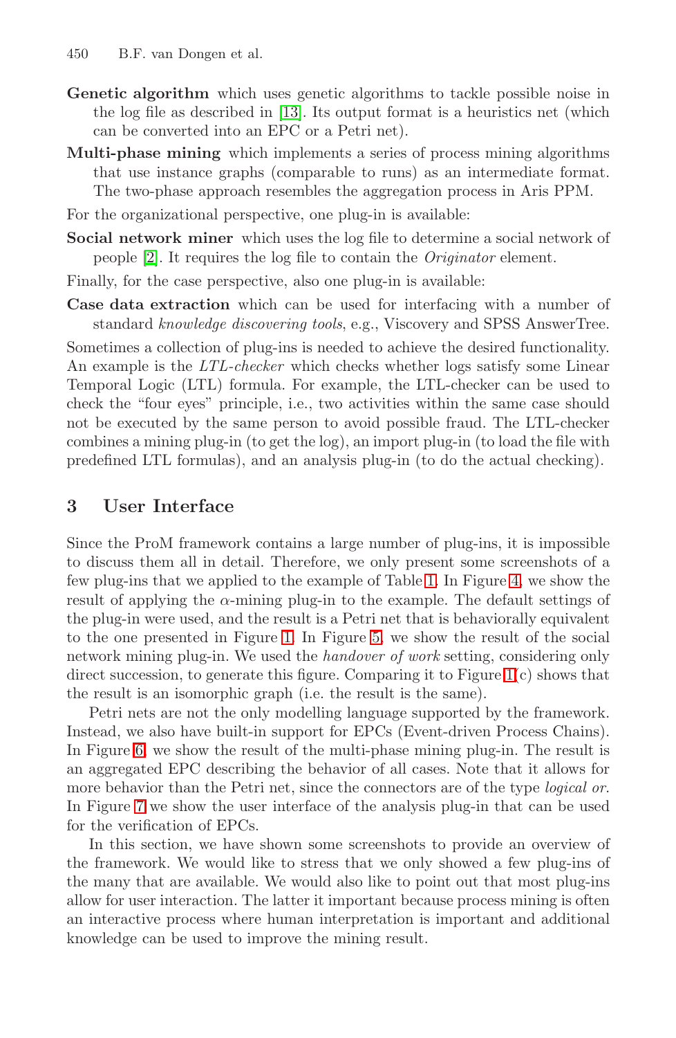**Genetic algorithm** which uses genetic algorithms to tackle possible noise in the log file as described in [13]. Its output format is a heuristics net (which can be converted into an EPC or a Petri net).

**Multi-phase mining** which implements a series of process mining algorithms that use instance graphs (comparable to runs) as an intermediate format. The two-phase approach resembles the aggregation process in Aris PPM.

For the organizational perspective, one plug-in is available:

**Social network miner** which uses the log file to determine a social network of people [2]. It requires the log file to contain the *Originator* element.

Finally, for the case perspective, also one plug-in is available:

**Case data extraction** which can be used for interfacing with a number of standard *knowledge discovering tools*, e.g., Viscovery and SPSS AnswerTree.

Sometimes a collection of plug-ins is needed to achieve the desired functionality. An example is the *LTL-checker* which checks whether logs satisfy some Linear Temporal Logic (LTL) formula. For example, the LTL-checker can be used to check the "four eyes" principle, i.e., two activities within the same case should not be executed by the same person to avoid possible fraud. The LTL-checker combines a mining plug-in (to get the log), an import plug-in (to load the file with predefined LTL formulas), and an analysis plug-in (to do the actual checking).

## 3 User Interface

Since the ProM framework contains a large number of plug-ins, it is impossible to discuss them all in detail. Therefore, we only present some screenshots of a few plug-ins that we applied to the example of Table 1. In Figure 4, we show the result of applying the $\alpha$-mining plug-in to the example. The default settings of the plug-in were used, and the result is a Petri net that is behaviorally equivalent to the one presented in Figure 1. In Figure 5, we show the result of the social network mining plug-in. We used the *handover of work* setting, considering only direct succession, to generate this figure. Comparing it to Figure 1(c) shows that the result is an isomorphic graph (i.e. the result is the same).

Petri nets are not the only modelling language supported by the framework. Instead, we also have built-in support for EPCs (Event-driven Process Chains). In Figure 6, we show the result of the multi-phase mining plug-in. The result is an aggregated EPC describing the behavior of all cases. Note that it allows for more behavior than the Petri net, since the connectors are of the type *logical or*. In Figure 7 we show the user interface of the analysis plug-in that can be used for the verification of EPCs.

In this section, we have shown some screenshots to provide an overview of the framework. We would like to stress that we only showed a few plug-ins of the many that are available. We would also like to point out that most plug-ins allow for user interaction. The latter it important because process mining is often an interactive process where human interpretation is important and additional knowledge can be used to improve the mining result.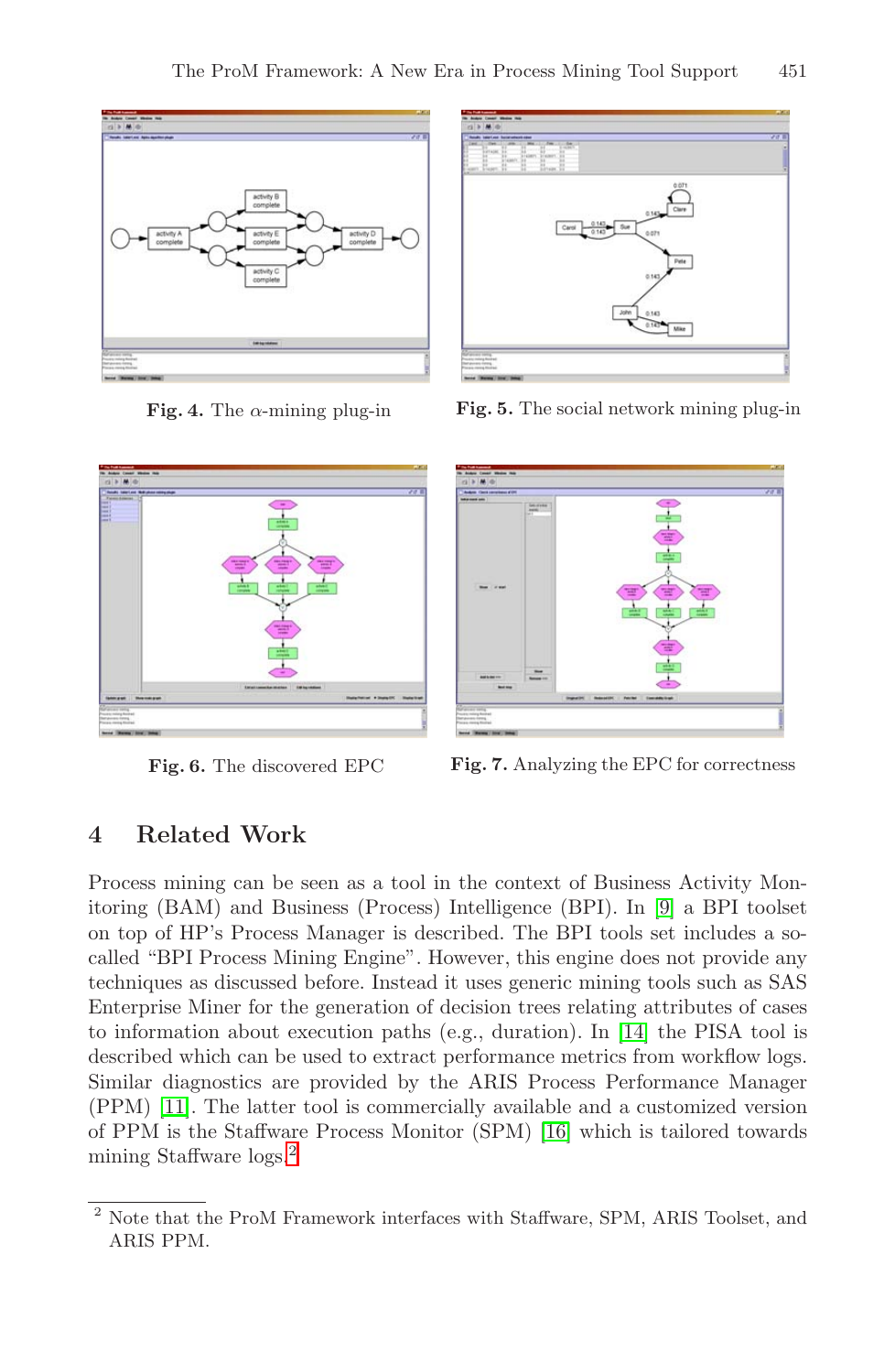**Fig. 4.** The $\alpha$-mining plug-in

**Fig. 5.** The social network mining plug-in

**Fig. 6.** The discovered EPC

**Fig. 7.** Analyzing the EPC for correctness

## 4 Related Work

Process mining can be seen as a tool in the context of Business Activity Monitoring (BAM) and Business (Process) Intelligence (BPI). In [9] a BPI toolset on top of HP's Process Manager is described. The BPI tools set includes a so-called "BPI Process Mining Engine". However, this engine does not provide any techniques as discussed before. Instead it uses generic mining tools such as SAS Enterprise Miner for the generation of decision trees relating attributes of cases to information about execution paths (e.g., duration). In [14] the PISA tool is described which can be used to extract performance metrics from workflow logs. Similar diagnostics are provided by the ARIS Process Performance Manager (PPM) [11]. The latter tool is commercially available and a customized version of PPM is the Staffware Process Monitor (SPM) [16] which is tailored towards mining Staffware logs.[2]

[2] Note that the ProM Framework interfaces with Staffware, SPM, ARIS Toolset, and ARIS PPM.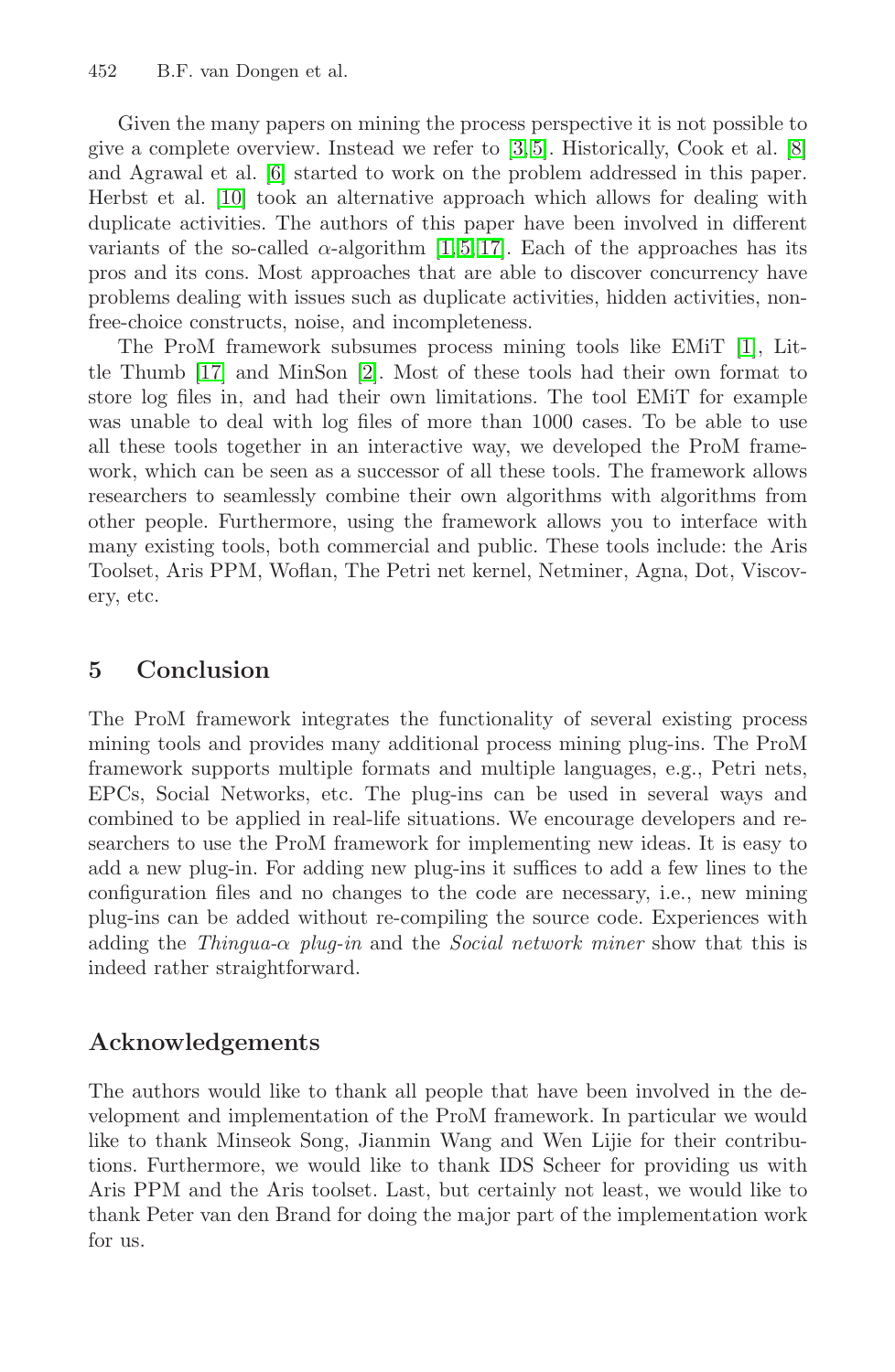Given the many papers on mining the process perspective it is not possible to give a complete overview. Instead we refer to [3,5]. Historically, Cook et al. [8] and Agrawal et al. [6] started to work on the problem addressed in this paper. Herbst et al. [10] took an alternative approach which allows for dealing with duplicate activities. The authors of this paper have been involved in different variants of the so-called $\alpha$-algorithm [1,5,17]. Each of the approaches has its pros and its cons. Most approaches that are able to discover concurrency have problems dealing with issues such as duplicate activities, hidden activities, non-free-choice constructs, noise, and incompleteness.

The ProM framework subsumes process mining tools like EMiT [1], Little Thumb [17] and MinSon [2]. Most of these tools had their own format to store log files in, and had their own limitations. The tool EMiT for example was unable to deal with log files of more than 1000 cases. To be able to use all these tools together in an interactive way, we developed the ProM framework, which can be seen as a successor of all these tools. The framework allows researchers to seamlessly combine their own algorithms with algorithms from other people. Furthermore, using the framework allows you to interface with many existing tools, both commercial and public. These tools include: the Aris Toolset, Aris PPM, Woflan, The Petri net kernel, Netminer, Agna, Dot, Viscovery, etc.

## 5 Conclusion

The ProM framework integrates the functionality of several existing process mining tools and provides many additional process mining plug-ins. The ProM framework supports multiple formats and multiple languages, e.g., Petri nets, EPCs, Social Networks, etc. The plug-ins can be used in several ways and combined to be applied in real-life situations. We encourage developers and researchers to use the ProM framework for implementing new ideas. It is easy to add a new plug-in. For adding new plug-ins it suffices to add a few lines to the configuration files and no changes to the code are necessary, i.e., new mining plug-ins can be added without re-compiling the source code. Experiences with adding the *Thingua-$\alpha$ plug-in* and the *Social network miner* show that this is indeed rather straightforward.

## Acknowledgements

The authors would like to thank all people that have been involved in the development and implementation of the ProM framework. In particular we would like to thank Minseok Song, Jianmin Wang and Wen Lijie for their contributions. Furthermore, we would like to thank IDS Scheer for providing us with Aris PPM and the Aris toolset. Last, but certainly not least, we would like to thank Peter van den Brand for doing the major part of the implementation work for us.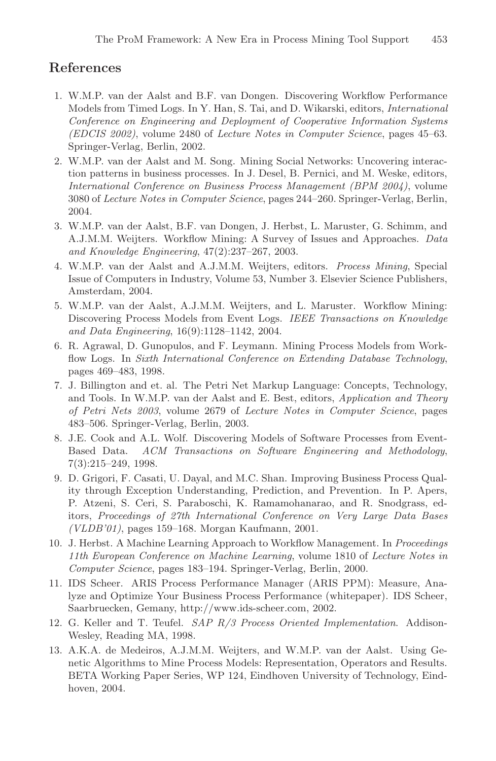## References

1. W.M.P. van der Aalst and B.F. van Dongen. Discovering Workflow Performance Models from Timed Logs. In Y. Han, S. Tai, and D. Wikarski, editors, *International Conference on Engineering and Deployment of Cooperative Information Systems (EDCIS 2002)*, volume 2480 of *Lecture Notes in Computer Science*, pages 45–63. Springer-Verlag, Berlin, 2002.
2. W.M.P. van der Aalst and M. Song. Mining Social Networks: Uncovering interaction patterns in business processes. In J. Desel, B. Pernici, and M. Weske, editors, *International Conference on Business Process Management (BPM 2004)*, volume 3080 of *Lecture Notes in Computer Science*, pages 244–260. Springer-Verlag, Berlin, 2004.
3. W.M.P. van der Aalst, B.F. van Dongen, J. Herbst, L. Maruster, G. Schimm, and A.J.M.M. Weijters. Workflow Mining: A Survey of Issues and Approaches. *Data and Knowledge Engineering*, 47(2):237–267, 2003.
4. W.M.P. van der Aalst and A.J.M.M. Weijters, editors. *Process Mining*, Special Issue of Computers in Industry, Volume 53, Number 3. Elsevier Science Publishers, Amsterdam, 2004.
5. W.M.P. van der Aalst, A.J.M.M. Weijters, and L. Maruster. Workflow Mining: Discovering Process Models from Event Logs. *IEEE Transactions on Knowledge and Data Engineering*, 16(9):1128–1142, 2004.
6. R. Agrawal, D. Gunopulos, and F. Leymann. Mining Process Models from Workflow Logs. In *Sixth International Conference on Extending Database Technology*, pages 469–483, 1998.
7. J. Billington and et. al. The Petri Net Markup Language: Concepts, Technology, and Tools. In W.M.P. van der Aalst and E. Best, editors, *Application and Theory of Petri Nets 2003*, volume 2679 of *Lecture Notes in Computer Science*, pages 483–506. Springer-Verlag, Berlin, 2003.
8. J.E. Cook and A.L. Wolf. Discovering Models of Software Processes from Event-Based Data. *ACM Transactions on Software Engineering and Methodology*, 7(3):215–249, 1998.
9. D. Grigori, F. Casati, U. Dayal, and M.C. Shan. Improving Business Process Quality through Exception Understanding, Prediction, and Prevention. In P. Apers, P. Atzeni, S. Ceri, S. Paraboschi, K. Ramamohanarao, and R. Snodgrass, editors, *Proceedings of 27th International Conference on Very Large Data Bases (VLDB'01)*, pages 159–168. Morgan Kaufmann, 2001.
10. J. Herbst. A Machine Learning Approach to Workflow Management. In *Proceedings 11th European Conference on Machine Learning*, volume 1810 of *Lecture Notes in Computer Science*, pages 183–194. Springer-Verlag, Berlin, 2000.
11. IDS Scheer. ARIS Process Performance Manager (ARIS PPM): Measure, Analyze and Optimize Your Business Process Performance (whitepaper). IDS Scheer, Saarbruecken, Gemany, http://www.ids-scheer.com, 2002.
12. G. Keller and T. Teufel. *SAP R/3 Process Oriented Implementation*. Addison-Wesley, Reading MA, 1998.
13. A.K.A. de Medeiros, A.J.M.M. Weijters, and W.M.P. van der Aalst. Using Genetic Algorithms to Mine Process Models: Representation, Operators and Results. BETA Working Paper Series, WP 124, Eindhoven University of Technology, Eindhoven, 2004.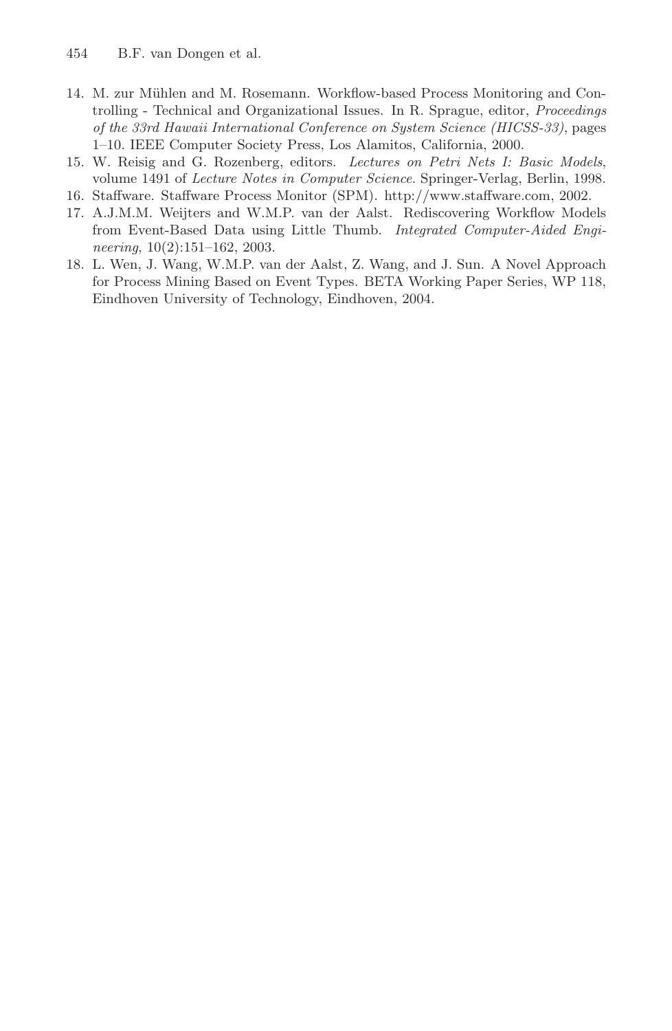14. M. zur Mühlen and M. Rosemann. Workflow-based Process Monitoring and Controlling - Technical and Organizational Issues. In R. Sprague, editor, *Proceedings of the 33rd Hawaii International Conference on System Science (HICSS-33)*, pages 1–10. IEEE Computer Society Press, Los Alamitos, California, 2000.
15. W. Reisig and G. Rozenberg, editors. *Lectures on Petri Nets I: Basic Models*, volume 1491 of *Lecture Notes in Computer Science*. Springer-Verlag, Berlin, 1998.
16. Staffware. Staffware Process Monitor (SPM). http://www.staffware.com, 2002.
17. A.J.M.M. Weijters and W.M.P. van der Aalst. Rediscovering Workflow Models from Event-Based Data using Little Thumb. *Integrated Computer-Aided Engineering*, 10(2):151–162, 2003.
18. L. Wen, J. Wang, W.M.P. van der Aalst, Z. Wang, and J. Sun. A Novel Approach for Process Mining Based on Event Types. BETA Working Paper Series, WP 118, Eindhoven University of Technology, Eindhoven, 2004.